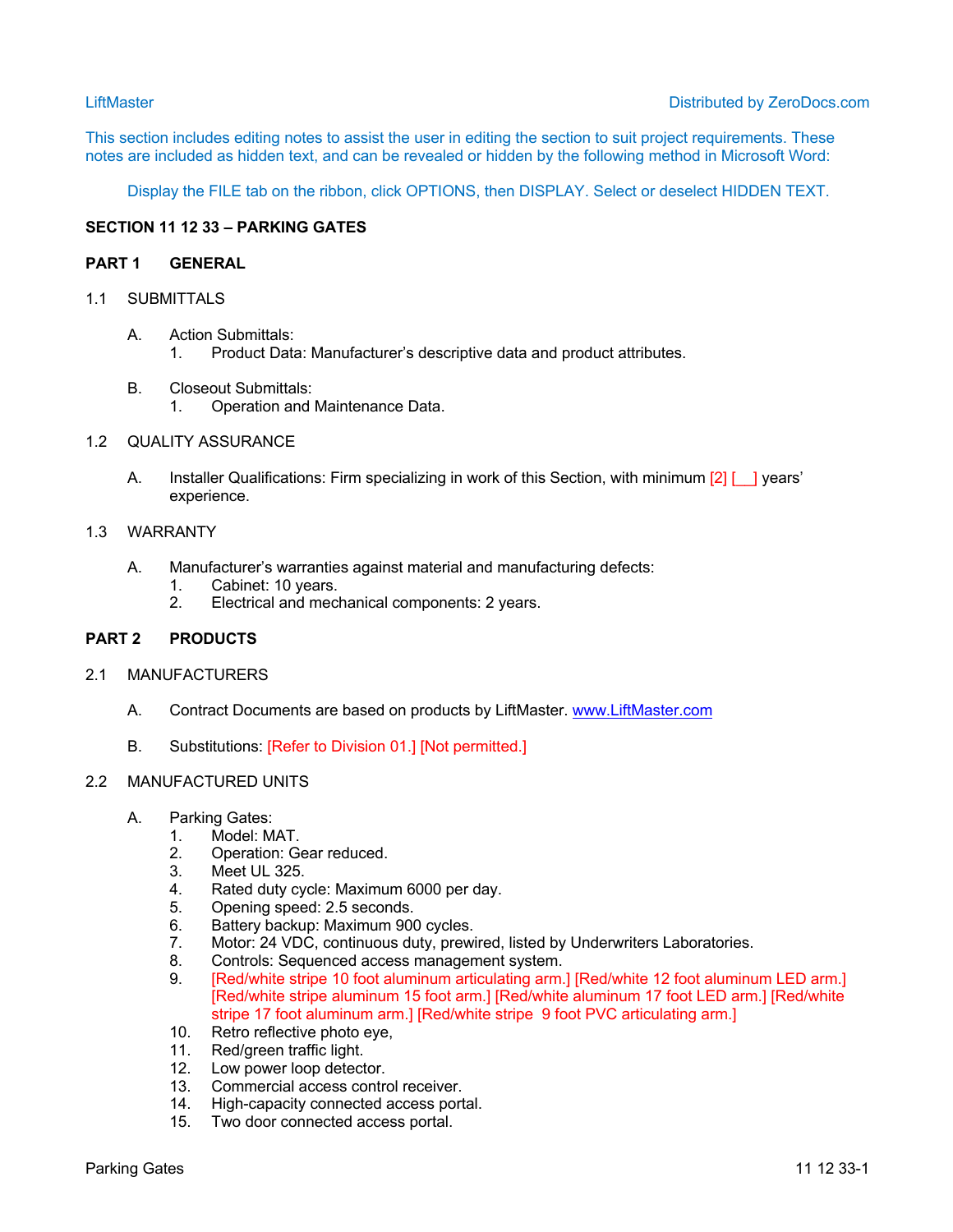This section includes editing notes to assist the user in editing the section to suit project requirements. These notes are included as hidden text, and can be revealed or hidden by the following method in Microsoft Word:

Display the FILE tab on the ribbon, click OPTIONS, then DISPLAY. Select or deselect HIDDEN TEXT.

# SECTION 11 12 33 – PARKING GATES

## PART 1 GENERAL

### 1.1 SUBMITTALS

A. Action Submittals:
   1. Product Data: Manufacturer's descriptive data and product attributes.

B. Closeout Submittals:
   1. Operation and Maintenance Data.

### 1.2 QUALITY ASSURANCE

A. Installer Qualifications: Firm specializing in work of this Section, with minimum [2] [__] years' experience.

### 1.3 WARRANTY

A. Manufacturer's warranties against material and manufacturing defects:
   1. Cabinet: 10 years.
   2. Electrical and mechanical components: 2 years.

## PART 2 PRODUCTS

### 2.1 MANUFACTURERS

A. Contract Documents are based on products by LiftMaster. www.LiftMaster.com

B. Substitutions: [Refer to Division 01.] [Not permitted.]

### 2.2 MANUFACTURED UNITS

A. Parking Gates:
   1. Model: MAT.
   2. Operation: Gear reduced.
   3. Meet UL 325.
   4. Rated duty cycle: Maximum 6000 per day.
   5. Opening speed: 2.5 seconds.
   6. Battery backup: Maximum 900 cycles.
   7. Motor: 24 VDC, continuous duty, prewired, listed by Underwriters Laboratories.
   8. Controls: Sequenced access management system.
   9. [Red/white stripe 10 foot aluminum articulating arm.] [Red/white 12 foot aluminum LED arm.] [Red/white stripe aluminum 15 foot arm.] [Red/white aluminum 17 foot LED arm.] [Red/white stripe 17 foot aluminum arm.] [Red/white stripe 9 foot PVC articulating arm.]
   10. Retro reflective photo eye,
   11. Red/green traffic light.
   12. Low power loop detector.
   13. Commercial access control receiver.
   14. High-capacity connected access portal.
   15. Two door connected access portal.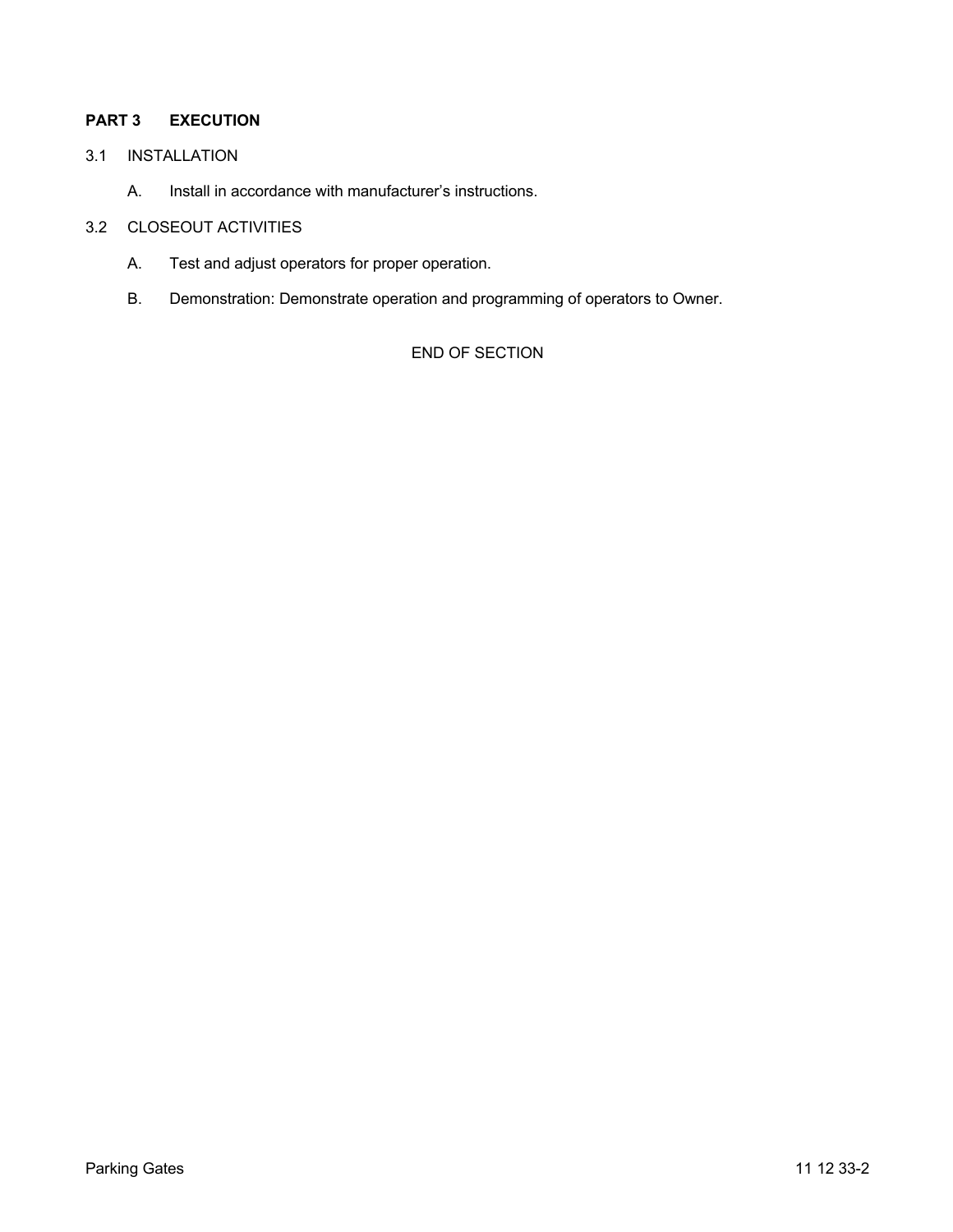## PART 3 EXECUTION

### 3.1 INSTALLATION

A. Install in accordance with manufacturer's instructions.

### 3.2 CLOSEOUT ACTIVITIES

A. Test and adjust operators for proper operation.

B. Demonstration: Demonstrate operation and programming of operators to Owner.

END OF SECTION